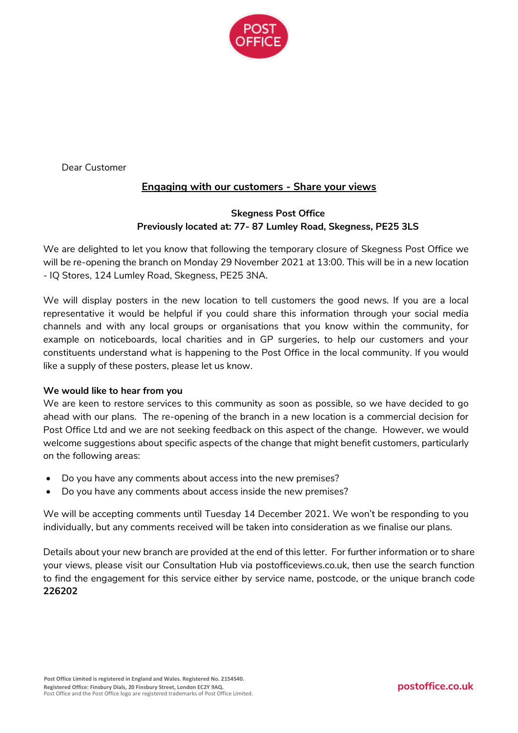Dear Customer

**Engaging with our customers - Share your views**

**Skegness Post Office**
**Previously located at: 77- 87 Lumley Road, Skegness, PE25 3LS**

We are delighted to let you know that following the temporary closure of Skegness Post Office we will be re-opening the branch on Monday 29 November 2021 at 13:00. This will be in a new location - IQ Stores, 124 Lumley Road, Skegness, PE25 3NA.

We will display posters in the new location to tell customers the good news. If you are a local representative it would be helpful if you could share this information through your social media channels and with any local groups or organisations that you know within the community, for example on noticeboards, local charities and in GP surgeries, to help our customers and your constituents understand what is happening to the Post Office in the local community. If you would like a supply of these posters, please let us know.

**We would like to hear from you**

We are keen to restore services to this community as soon as possible, so we have decided to go ahead with our plans. The re-opening of the branch in a new location is a commercial decision for Post Office Ltd and we are not seeking feedback on this aspect of the change. However, we would welcome suggestions about specific aspects of the change that might benefit customers, particularly on the following areas:

- Do you have any comments about access into the new premises?
- Do you have any comments about access inside the new premises?

We will be accepting comments until Tuesday 14 December 2021. We won't be responding to you individually, but any comments received will be taken into consideration as we finalise our plans.

Details about your new branch are provided at the end of this letter. For further information or to share your views, please visit our Consultation Hub via postofficeviews.co.uk, then use the search function to find the engagement for this service either by service name, postcode, or the unique branch code **226202**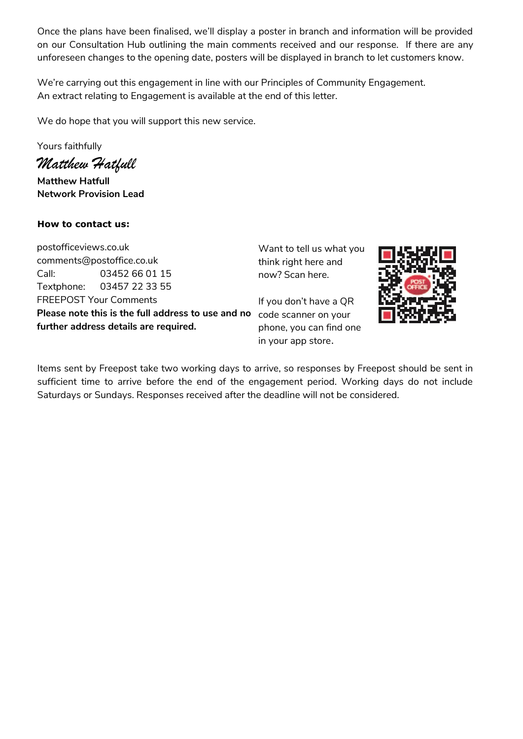Once the plans have been finalised, we'll display a poster in branch and information will be provided on our Consultation Hub outlining the main comments received and our response. If there are any unforeseen changes to the opening date, posters will be displayed in branch to let customers know.

We're carrying out this engagement in line with our Principles of Community Engagement. An extract relating to Engagement is available at the end of this letter.

We do hope that you will support this new service.

Yours faithfully

*Matthew Hatfull*

**Matthew Hatfull**
**Network Provision Lead**

**How to contact us:**

postofficeviews.co.uk
comments@postoffice.co.uk
Call: 03452 66 01 15
Textphone: 03457 22 33 55
FREEPOST Your Comments
**Please note this is the full address to use and no further address details are required.**

Want to tell us what you think right here and now? Scan here.

If you don't have a QR code scanner on your phone, you can find one in your app store.

Items sent by Freepost take two working days to arrive, so responses by Freepost should be sent in sufficient time to arrive before the end of the engagement period. Working days do not include Saturdays or Sundays. Responses received after the deadline will not be considered.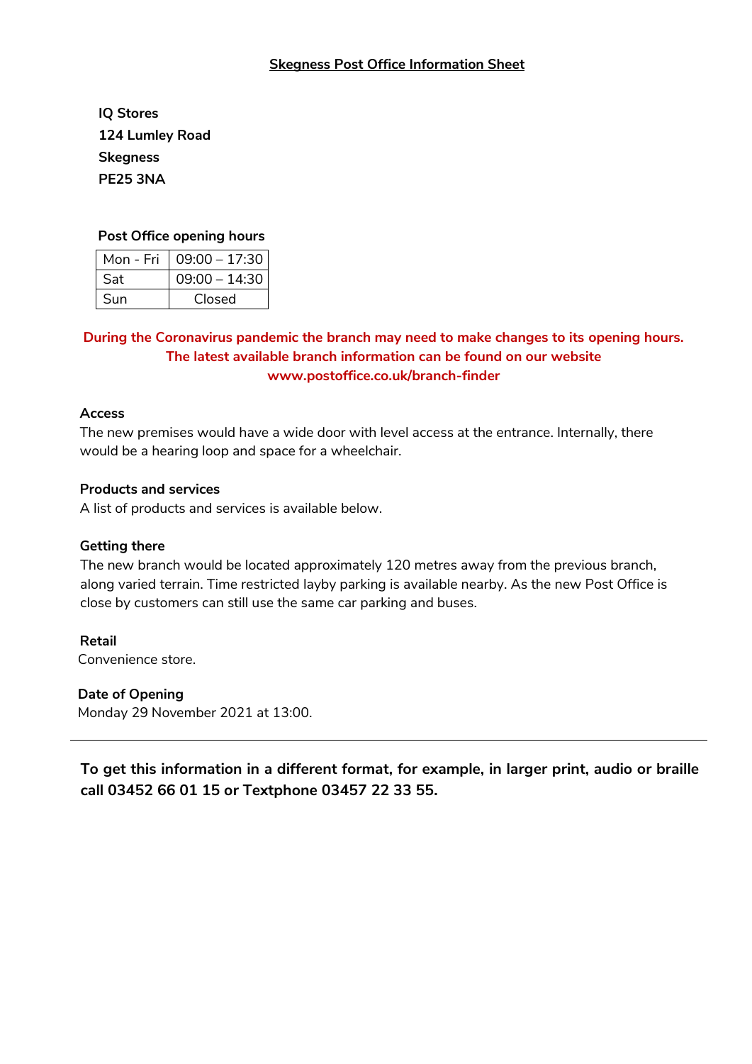# Skegness Post Office Information Sheet

**IQ Stores**
**124 Lumley Road**
**Skegness**
**PE25 3NA**

**Post Office opening hours**

| Mon - Fri | 09:00 – 17:30 |
|---|---|
| Sat | 09:00 – 14:30 |
| Sun | Closed |

**During the Coronavirus pandemic the branch may need to make changes to its opening hours. The latest available branch information can be found on our website www.postoffice.co.uk/branch-finder**

**Access**

The new premises would have a wide door with level access at the entrance. Internally, there would be a hearing loop and space for a wheelchair.

**Products and services**

A list of products and services is available below.

**Getting there**

The new branch would be located approximately 120 metres away from the previous branch, along varied terrain. Time restricted layby parking is available nearby. As the new Post Office is close by customers can still use the same car parking and buses.

**Retail**

Convenience store.

**Date of Opening**

Monday 29 November 2021 at 13:00.

---

**To get this information in a different format, for example, in larger print, audio or braille call 03452 66 01 15 or Textphone 03457 22 33 55.**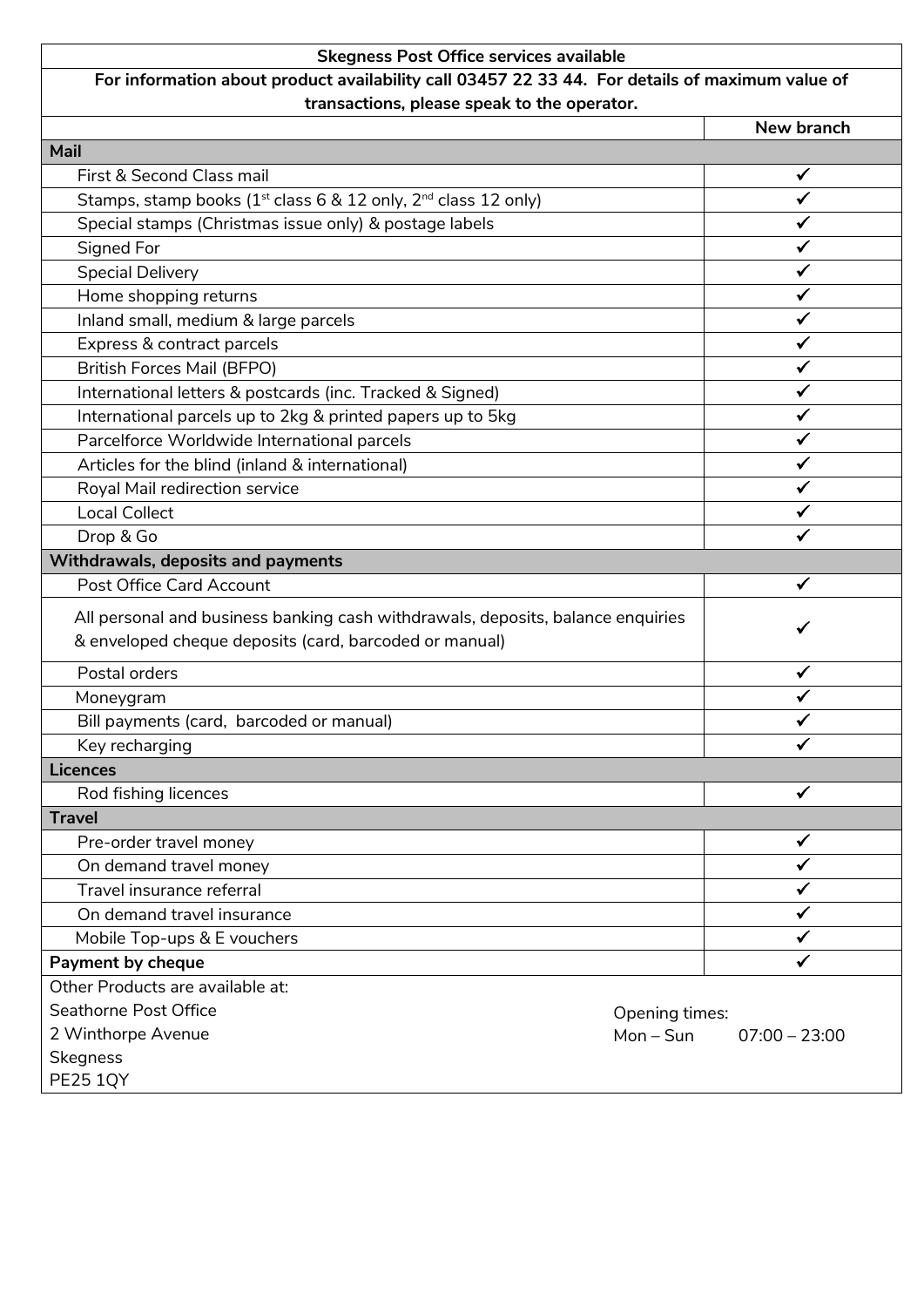| Skegness Post Office services available | |
|---|---|
| **For information about product availability call 03457 22 33 44. For details of maximum value of transactions, please speak to the operator.** | |
| | **New branch** |
| **Mail** | |
| First & Second Class mail | ✓ |
| Stamps, stamp books (1st class 6 & 12 only, 2nd class 12 only) | ✓ |
| Special stamps (Christmas issue only) & postage labels | ✓ |
| Signed For | ✓ |
| Special Delivery | ✓ |
| Home shopping returns | ✓ |
| Inland small, medium & large parcels | ✓ |
| Express & contract parcels | ✓ |
| British Forces Mail (BFPO) | ✓ |
| International letters & postcards (inc. Tracked & Signed) | ✓ |
| International parcels up to 2kg & printed papers up to 5kg | ✓ |
| Parcelforce Worldwide International parcels | ✓ |
| Articles for the blind (inland & international) | ✓ |
| Royal Mail redirection service | ✓ |
| Local Collect | ✓ |
| Drop & Go | ✓ |
| **Withdrawals, deposits and payments** | |
| Post Office Card Account | ✓ |
| All personal and business banking cash withdrawals, deposits, balance enquiries & enveloped cheque deposits (card, barcoded or manual) | ✓ |
| Postal orders | ✓ |
| Moneygram | ✓ |
| Bill payments (card, barcoded or manual) | ✓ |
| Key recharging | ✓ |
| **Licences** | |
| Rod fishing licences | ✓ |
| **Travel** | |
| Pre-order travel money | ✓ |
| On demand travel money | ✓ |
| Travel insurance referral | ✓ |
| On demand travel insurance | ✓ |
| Mobile Top-ups & E vouchers | ✓ |
| **Payment by cheque** | ✓ |

Other Products are available at:
Seathorne Post Office
2 Winthorpe Avenue
Skegness
PE25 1QY

Opening times:
Mon – Sun 07:00 – 23:00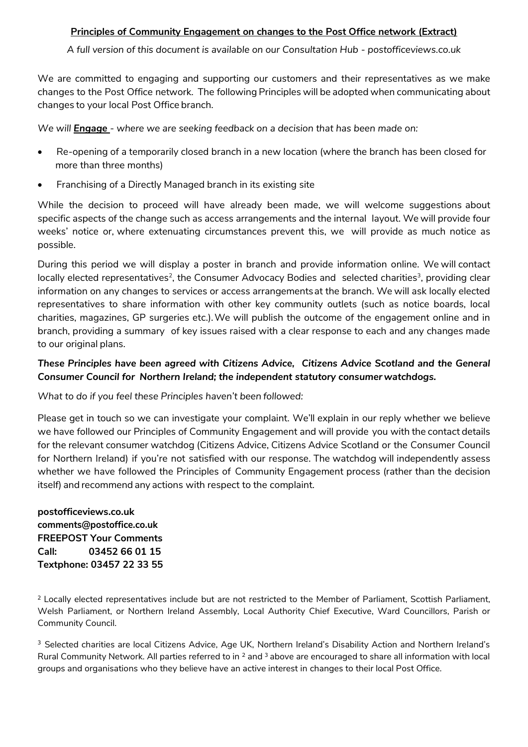**Principles of Community Engagement on changes to the Post Office network (Extract)**

*A full version of this document is available on our Consultation Hub - postofficeviews.co.uk*

We are committed to engaging and supporting our customers and their representatives as we make changes to the Post Office network. The following Principles will be adopted when communicating about changes to your local Post Office branch.

*We will **Engage** - where we are seeking feedback on a decision that has been made on:*

- Re-opening of a temporarily closed branch in a new location (where the branch has been closed for more than three months)
- Franchising of a Directly Managed branch in its existing site

While the decision to proceed will have already been made, we will welcome suggestions about specific aspects of the change such as access arrangements and the internal layout. We will provide four weeks' notice or, where extenuating circumstances prevent this, we will provide as much notice as possible.

During this period we will display a poster in branch and provide information online. We will contact locally elected representatives[2], the Consumer Advocacy Bodies and selected charities[3], providing clear information on any changes to services or access arrangements at the branch. We will ask locally elected representatives to share information with other key community outlets (such as notice boards, local charities, magazines, GP surgeries etc.). We will publish the outcome of the engagement online and in branch, providing a summary of key issues raised with a clear response to each and any changes made to our original plans.

***These Principles have been agreed with Citizens Advice, Citizens Advice Scotland and the General Consumer Council for Northern Ireland; the independent statutory consumer watchdogs.***

*What to do if you feel these Principles haven't been followed:*

Please get in touch so we can investigate your complaint. We'll explain in our reply whether we believe we have followed our Principles of Community Engagement and will provide you with the contact details for the relevant consumer watchdog (Citizens Advice, Citizens Advice Scotland or the Consumer Council for Northern Ireland) if you're not satisfied with our response. The watchdog will independently assess whether we have followed the Principles of Community Engagement process (rather than the decision itself) and recommend any actions with respect to the complaint.

**postofficeviews.co.uk**
**comments@postoffice.co.uk**
**FREEPOST Your Comments**
**Call: 03452 66 01 15**
**Textphone: 03457 22 33 55**

[2] Locally elected representatives include but are not restricted to the Member of Parliament, Scottish Parliament, Welsh Parliament, or Northern Ireland Assembly, Local Authority Chief Executive, Ward Councillors, Parish or Community Council.

[3] Selected charities are local Citizens Advice, Age UK, Northern Ireland's Disability Action and Northern Ireland's Rural Community Network. All parties referred to in [2] and [3] above are encouraged to share all information with local groups and organisations who they believe have an active interest in changes to their local Post Office.